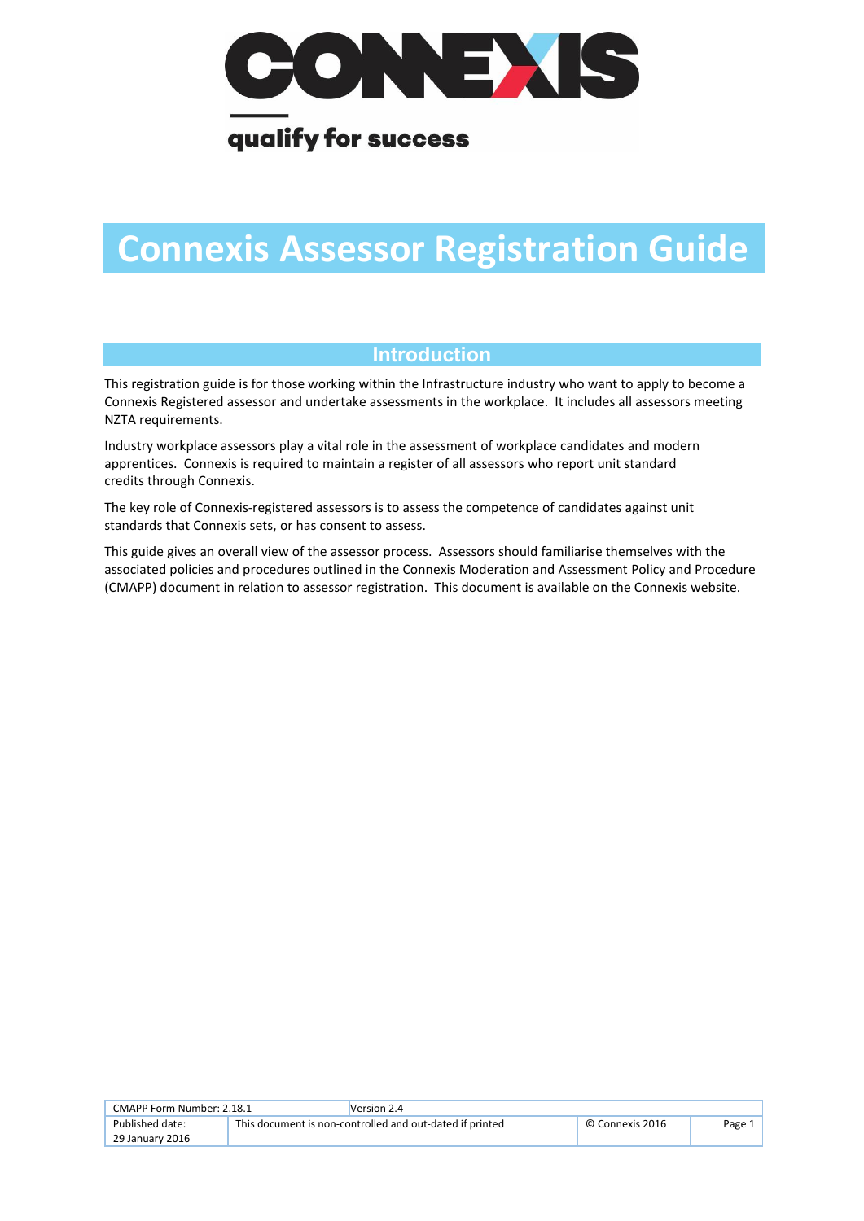# Connexis Assessor Registration Guide

## Introduction

This registration guide is for those working within the Infrastructure industry who want to apply to become a Connexis Registered assessor and undertake assessments in the workplace. It includes all assessors meeting NZTA requirements.

Industry workplace assessors play a vital role in the assessment of workplace candidates and modern apprentices. Connexis is required to maintain a register of all assessors who report unit standard credits through Connexis.

The key role of Connexis-registered assessors is to assess the competence of candidates against unit standards that Connexis sets, or has consent to assess.

This guide gives an overall view of the assessor process. Assessors should familiarise themselves with the associated policies and procedures outlined in the Connexis Moderation and Assessment Policy and Procedure (CMAPP) document in relation to assessor registration. This document is available on the Connexis website.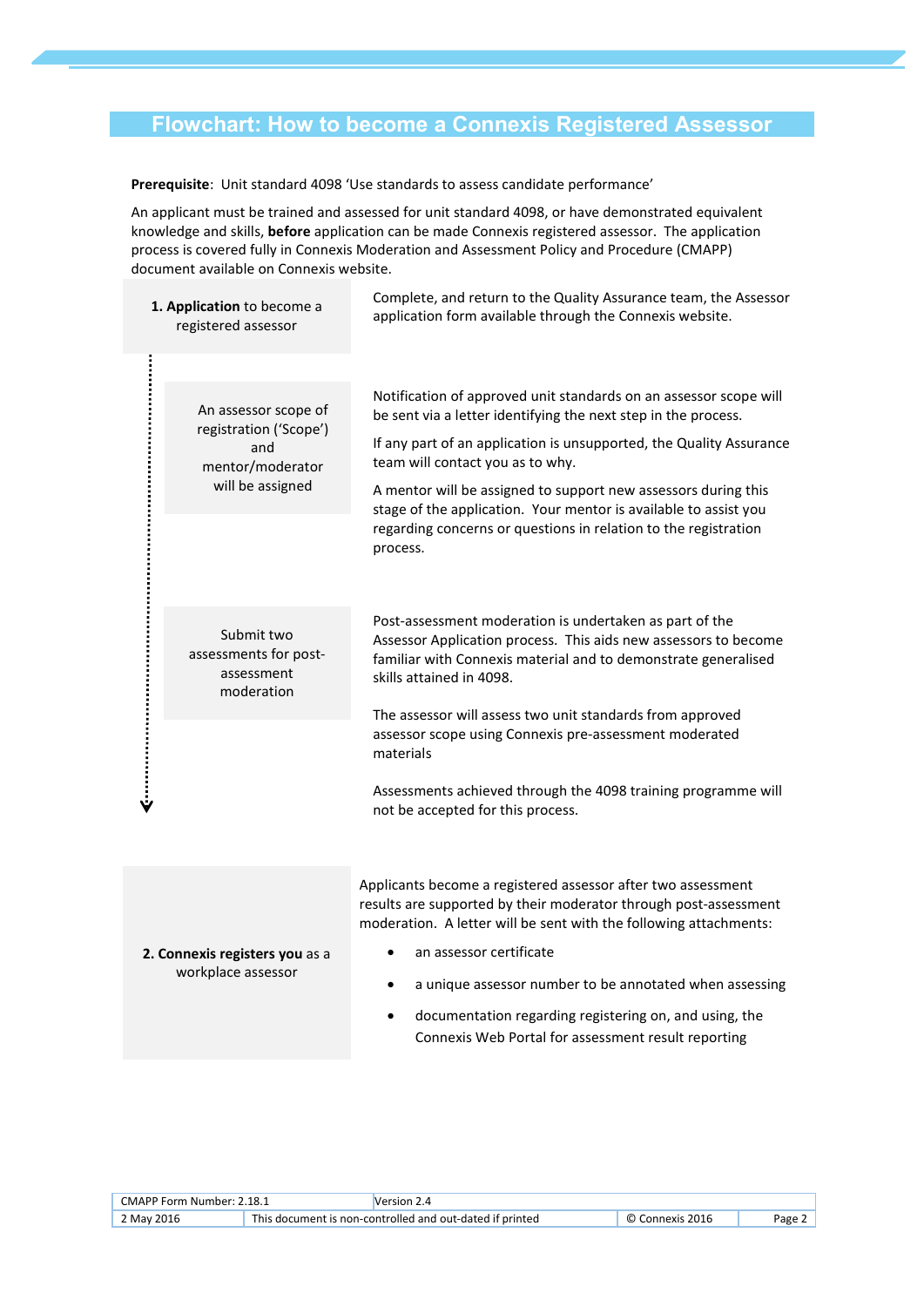# Flowchart: How to become a Connexis Registered Assessor

**Prerequisite**: Unit standard 4098 'Use standards to assess candidate performance'

An applicant must be trained and assessed for unit standard 4098, or have demonstrated equivalent knowledge and skills, **before** application can be made Connexis registered assessor. The application process is covered fully in Connexis Moderation and Assessment Policy and Procedure (CMAPP) document available on Connexis website.

**1. Application** to become a registered assessor

Complete, and return to the Quality Assurance team, the Assessor application form available through the Connexis website.

An assessor scope of registration ('Scope') and mentor/moderator will be assigned

Notification of approved unit standards on an assessor scope will be sent via a letter identifying the next step in the process.

If any part of an application is unsupported, the Quality Assurance team will contact you as to why.

A mentor will be assigned to support new assessors during this stage of the application. Your mentor is available to assist you regarding concerns or questions in relation to the registration process.

Submit two assessments for post-assessment moderation

Post-assessment moderation is undertaken as part of the Assessor Application process. This aids new assessors to become familiar with Connexis material and to demonstrate generalised skills attained in 4098.

The assessor will assess two unit standards from approved assessor scope using Connexis pre-assessment moderated materials

Assessments achieved through the 4098 training programme will not be accepted for this process.

**2. Connexis registers you** as a workplace assessor

Applicants become a registered assessor after two assessment results are supported by their moderator through post-assessment moderation. A letter will be sent with the following attachments:

- an assessor certificate
- a unique assessor number to be annotated when assessing
- documentation regarding registering on, and using, the Connexis Web Portal for assessment result reporting

| CMAPP Form Number: 2.18.1 | Version 2.4 | | |
|---|---|---|---|
| 2 May 2016 | This document is non-controlled and out-dated if printed | © Connexis 2016 | Page 2 |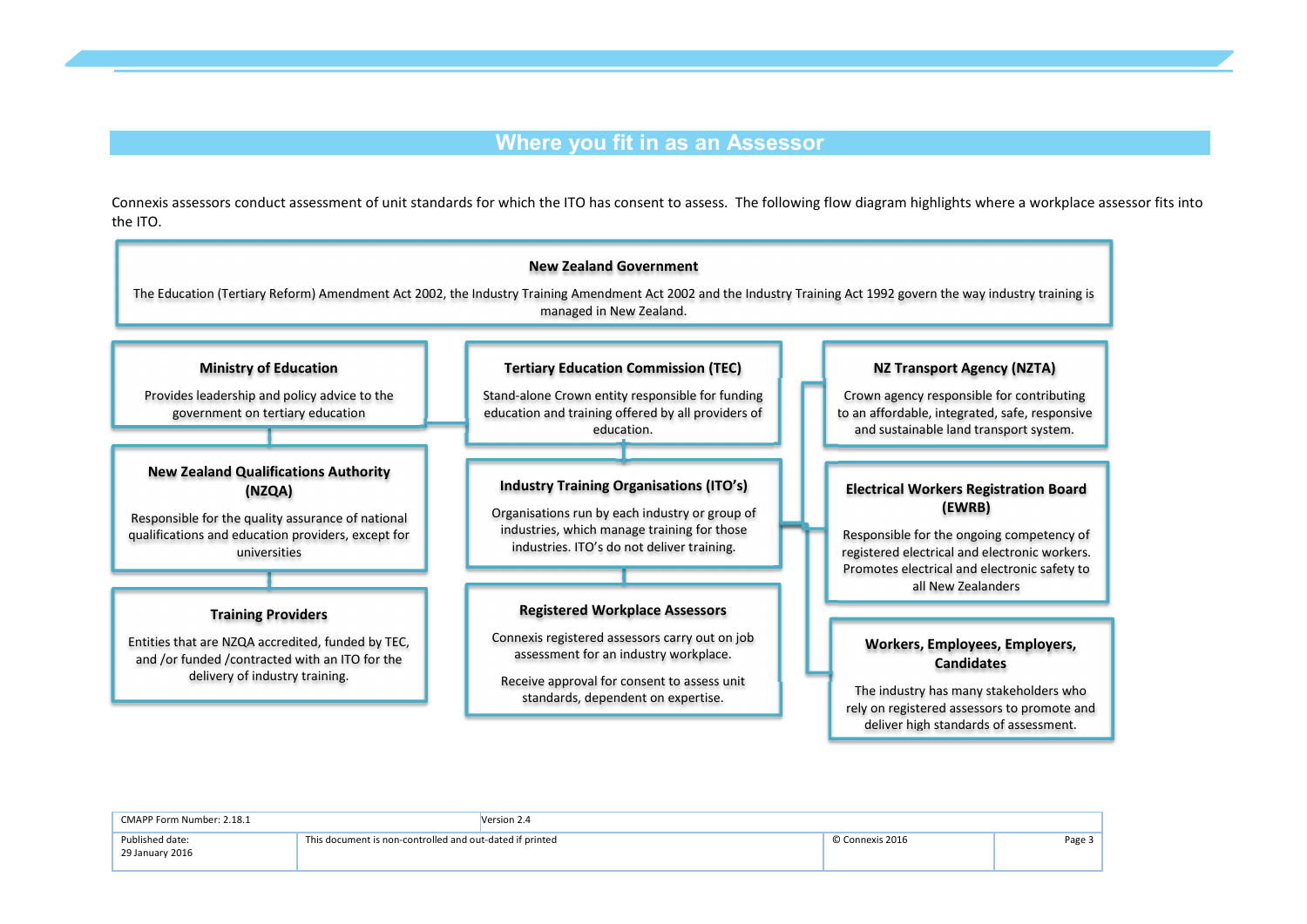## Where you fit in as an Assessor

Connexis assessors conduct assessment of unit standards for which the ITO has consent to assess. The following flow diagram highlights where a workplace assessor fits into the ITO.

**New Zealand Government**

The Education (Tertiary Reform) Amendment Act 2002, the Industry Training Amendment Act 2002 and the Industry Training Act 1992 govern the way industry training is managed in New Zealand.

**Ministry of Education**

Provides leadership and policy advice to the government on tertiary education

**New Zealand Qualifications Authority (NZQA)**

Responsible for the quality assurance of national qualifications and education providers, except for universities

**Training Providers**

Entities that are NZQA accredited, funded by TEC, and /or funded /contracted with an ITO for the delivery of industry training.

**Tertiary Education Commission (TEC)**

Stand-alone Crown entity responsible for funding education and training offered by all providers of education.

**Industry Training Organisations (ITO's)**

Organisations run by each industry or group of industries, which manage training for those industries. ITO's do not deliver training.

**Registered Workplace Assessors**

Connexis registered assessors carry out on job assessment for an industry workplace.

Receive approval for consent to assess unit standards, dependent on expertise.

**NZ Transport Agency (NZTA)**

Crown agency responsible for contributing to an affordable, integrated, safe, responsive and sustainable land transport system.

**Electrical Workers Registration Board (EWRB)**

Responsible for the ongoing competency of registered electrical and electronic workers. Promotes electrical and electronic safety to all New Zealanders

**Workers, Employees, Employers, Candidates**

The industry has many stakeholders who rely on registered assessors to promote and deliver high standards of assessment.